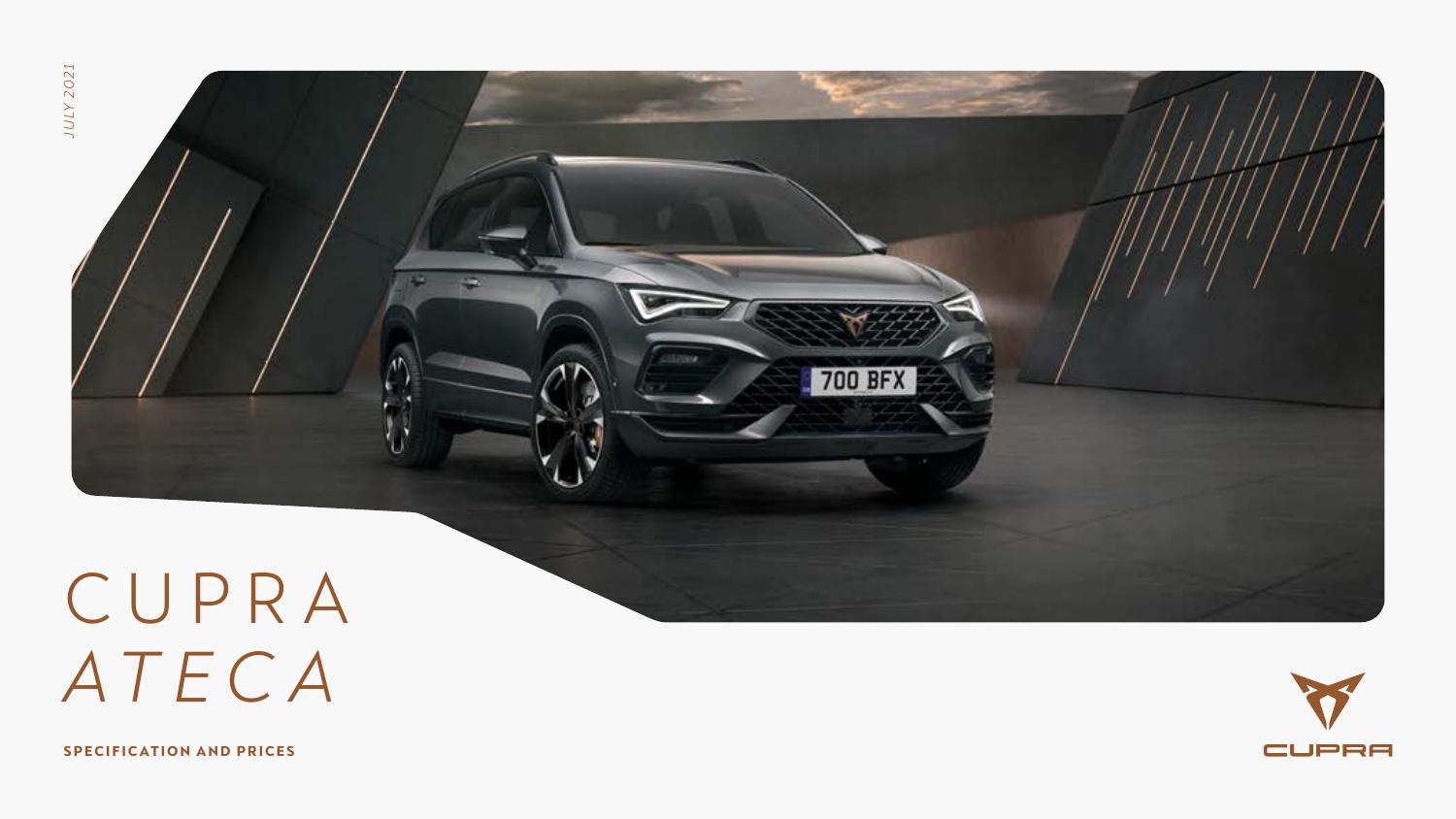JULY 2021

# CUPRA *ATECA*

**SPECIFICATION AND PRICES**

CUPRA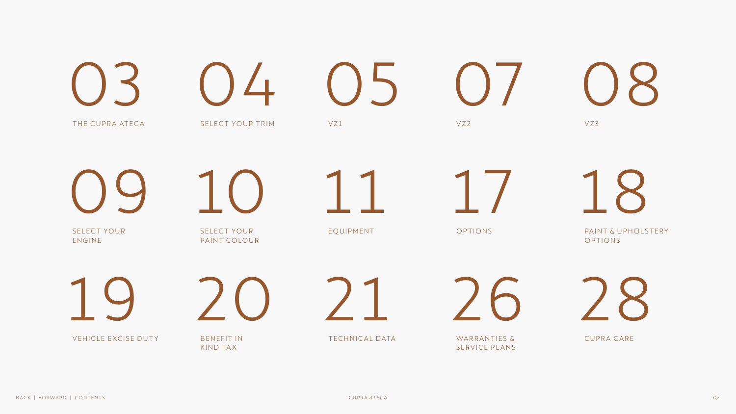- 03 THE CUPRA ATECA
- 04 SELECT YOUR TRIM
- 05 VZ1
- 07 VZ2
- 08 VZ3
- 09 SELECT YOUR ENGINE
- 10 SELECT YOUR PAINT COLOUR
- 11 EQUIPMENT
- 17 OPTIONS
- 18 PAINT & UPHOLSTERY OPTIONS
- 19 VEHICLE EXCISE DUTY
- 20 BENEFIT IN KIND TAX
- 21 TECHNICAL DATA
- 26 WARRANTIES & SERVICE PLANS
- 28 CUPRA CARE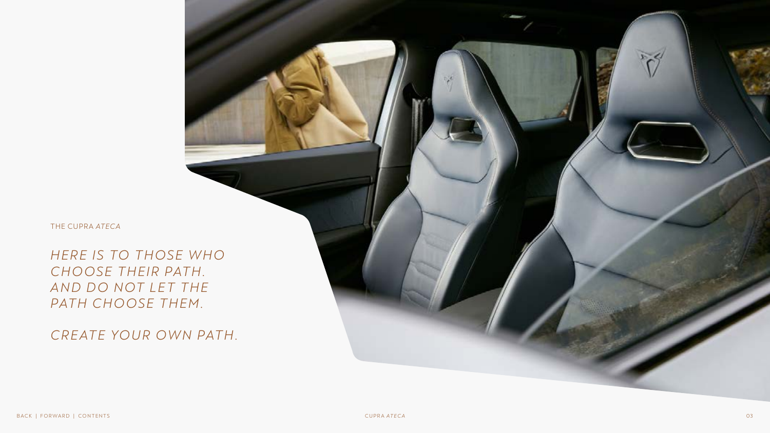THE CUPRA *ATECA*

*HERE IS TO THOSE WHO CHOOSE THEIR PATH. AND DO NOT LET THE PATH CHOOSE THEM.*

*CREATE YOUR OWN PATH.*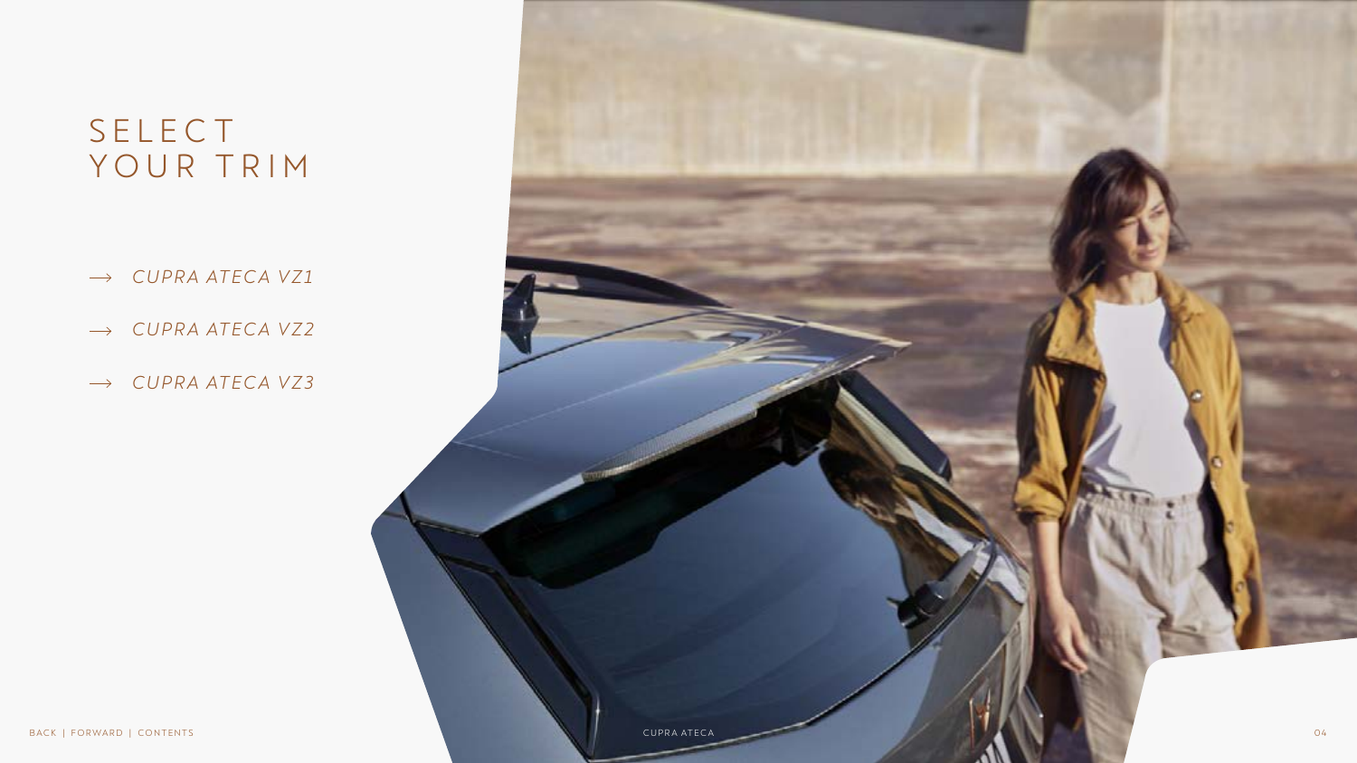# SELECT YOUR TRIM

- → *CUPRA ATECA VZ1*
- → *CUPRA ATECA VZ2*
- → *CUPRA ATECA VZ3*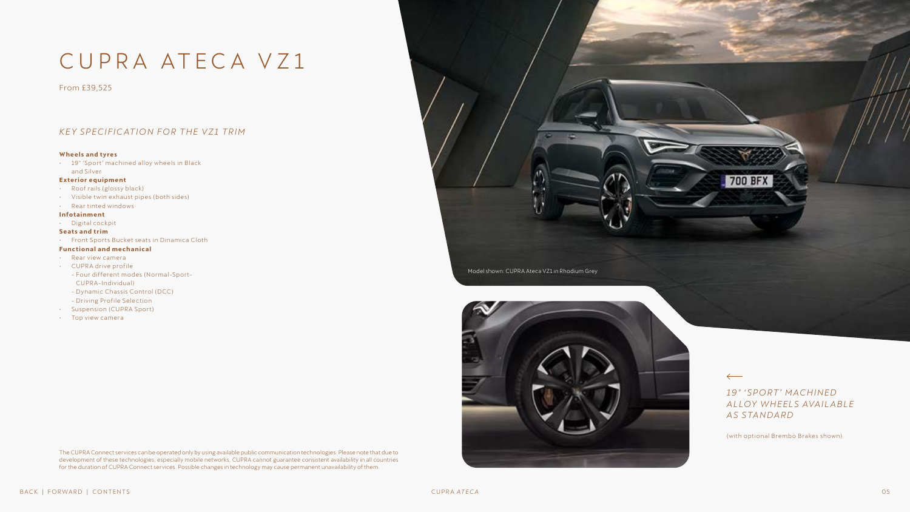# CUPRA ATECA VZ1

From £39,525

## *KEY SPECIFICATION FOR THE VZ1 TRIM*

**Wheels and tyres**

- 19" 'Sport' machined alloy wheels in Black and Silver

**Exterior equipment**

- Roof rails (glossy black)
- Visible twin exhaust pipes (both sides)
- Rear tinted windows

**Infotainment**

- Digital cockpit

**Seats and trim**

- Front Sports Bucket seats in Dinamica Cloth

**Functional and mechanical**

- Rear view camera
- CUPRA drive profile
  - Four different modes (Normal-Sport-CUPRA-Individual)
  - Dynamic Chassis Control (DCC)
  - Driving Profile Selection
- Suspension (CUPRA Sport)
- Top view camera

The CUPRA Connect services can be operated only by using available public communication technologies. Please note that due to development of these technologies, especially mobile networks, CUPRA cannot guarantee consistent availability in all countries for the duration of CUPRA Connect services. Possible changes in technology may cause permanent unavailability of them.

Model shown: CUPRA Ateca VZ1 in Rhodium Grey

*19" 'SPORT' MACHINED ALLOY WHEELS AVAILABLE AS STANDARD*

(with optional Brembo Brakes shown).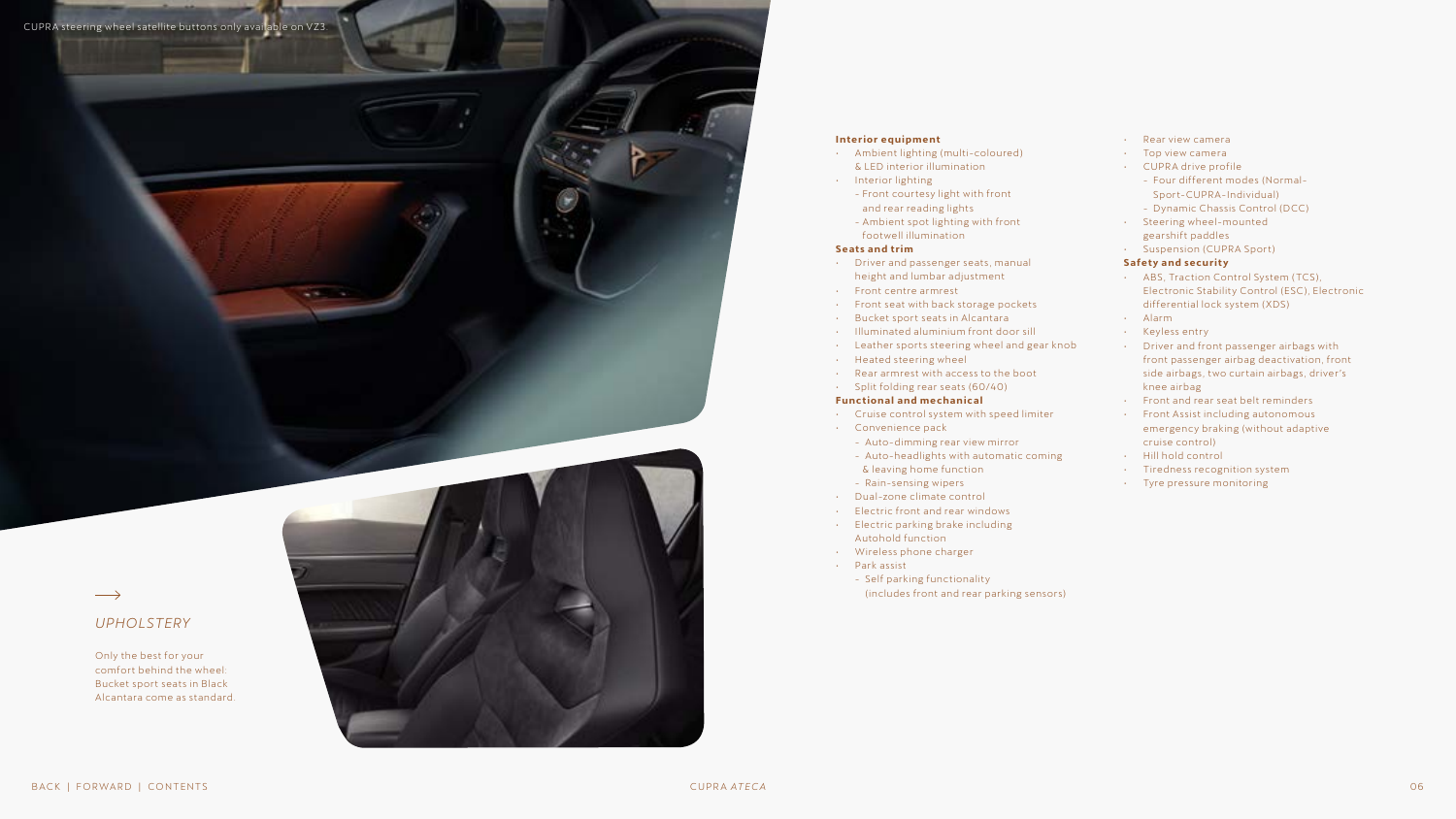CUPRA steering wheel satellite buttons only available on VZ3

### Interior equipment

- Ambient lighting (multi-coloured) & LED interior illumination
- Interior lighting
  - Front courtesy light with front and rear reading lights
  - Ambient spot lighting with front footwell illumination

### Seats and trim

- Driver and passenger seats, manual height and lumbar adjustment
- Front centre armrest
- Front seat with back storage pockets
- Bucket sport seats in Alcantara
- Illuminated aluminium front door sill
- Leather sports steering wheel and gear knob
- Heated steering wheel
- Rear armrest with access to the boot
- Split folding rear seats (60/40)

### Functional and mechanical

- Cruise control system with speed limiter
- Convenience pack
  - Auto-dimming rear view mirror
  - Auto-headlights with automatic coming & leaving home function
  - Rain-sensing wipers
- Dual-zone climate control
- Electric front and rear windows
- Electric parking brake including Autohold function
- Wireless phone charger
- Park assist
  - Self parking functionality (includes front and rear parking sensors)
- Rear view camera
- Top view camera
- CUPRA drive profile
  - Four different modes (Normal-Sport-CUPRA-Individual)
  - Dynamic Chassis Control (DCC)
- Steering wheel-mounted gearshift paddles
- Suspension (CUPRA Sport)

### Safety and security

- ABS, Traction Control System (TCS), Electronic Stability Control (ESC), Electronic differential lock system (XDS)
- Alarm
- Keyless entry
- Driver and front passenger airbags with front passenger airbag deactivation, front side airbags, two curtain airbags, driver's knee airbag
- Front and rear seat belt reminders
- Front Assist including autonomous emergency braking (without adaptive cruise control)
- Hill hold control
- Tiredness recognition system
- Tyre pressure monitoring

→

*UPHOLSTERY*

Only the best for your comfort behind the wheel: Bucket sport seats in Black Alcantara come as standard.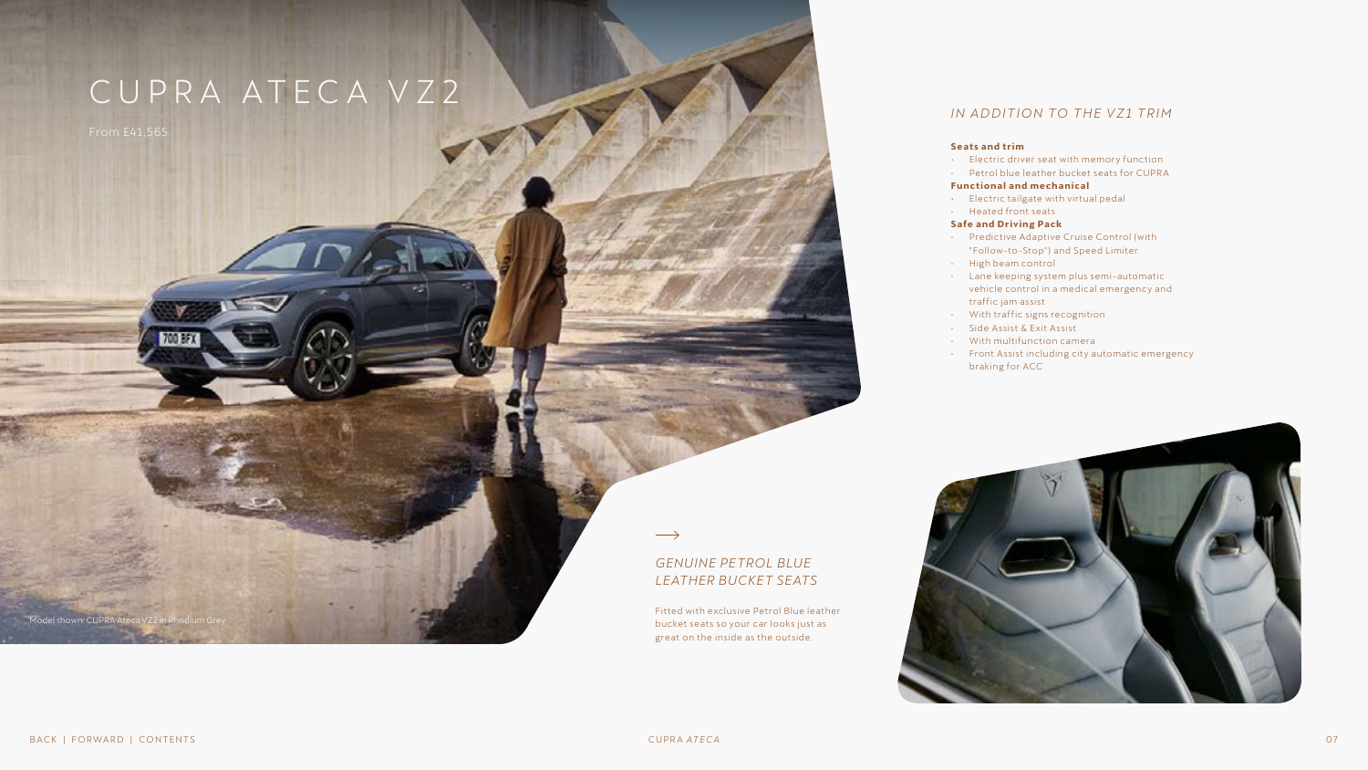# CUPRA ATECA VZ2

From £41,565

Model shown: CUPRA Ateca VZ2 in Rhodium Grey

## *IN ADDITION TO THE VZ1 TRIM*

**Seats and trim**

- Electric driver seat with memory function
- Petrol blue leather bucket seats for CUPRA

**Functional and mechanical**

- Electric tailgate with virtual pedal
- Heated front seats

**Safe and Driving Pack**

- Predictive Adaptive Cruise Control (with "Follow-to-Stop") and Speed Limiter
- High beam control
- Lane keeping system plus semi-automatic vehicle control in a medical emergency and traffic jam assist
- With traffic signs recognition
- Side Assist & Exit Assist
- With multifunction camera
- Front Assist including city automatic emergency braking for ACC

→

## *GENUINE PETROL BLUE LEATHER BUCKET SEATS*

Fitted with exclusive Petrol Blue leather bucket seats so your car looks just as great on the inside as the outside.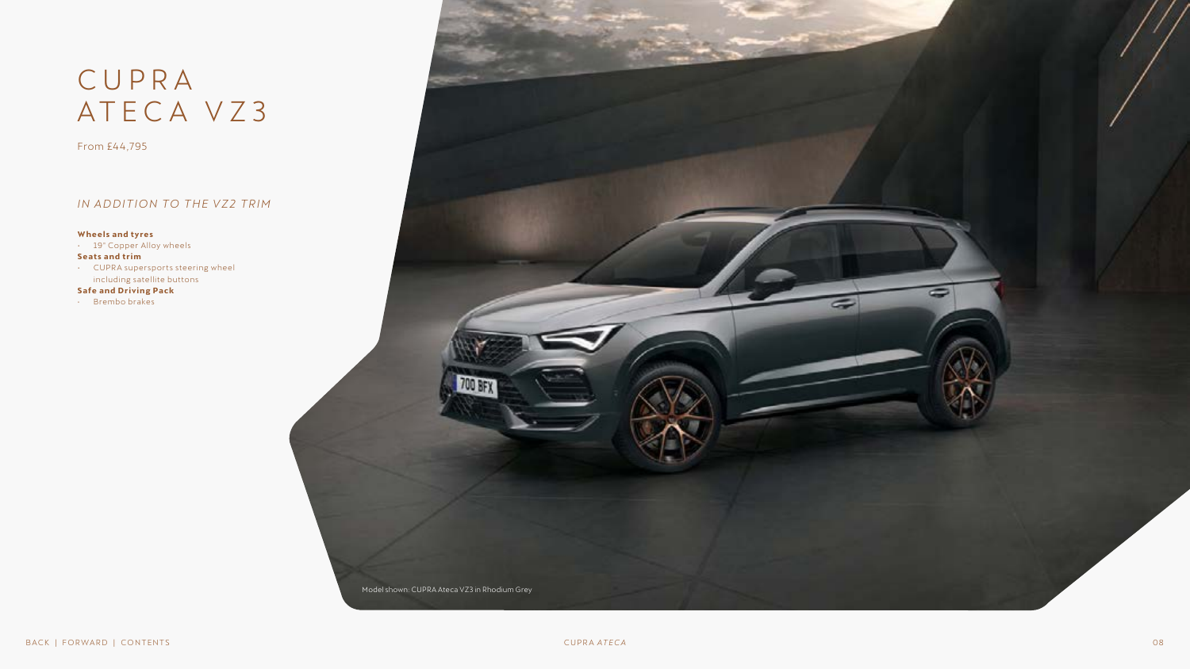# CUPRA ATECA VZ3

From £44,795

*IN ADDITION TO THE VZ2 TRIM*

**Wheels and tyres**

- 19" Copper Alloy wheels

**Seats and trim**

- CUPRA supersports steering wheel including satellite buttons

**Safe and Driving Pack**

- Brembo brakes

Model shown: CUPRA Ateca VZ3 in Rhodium Grey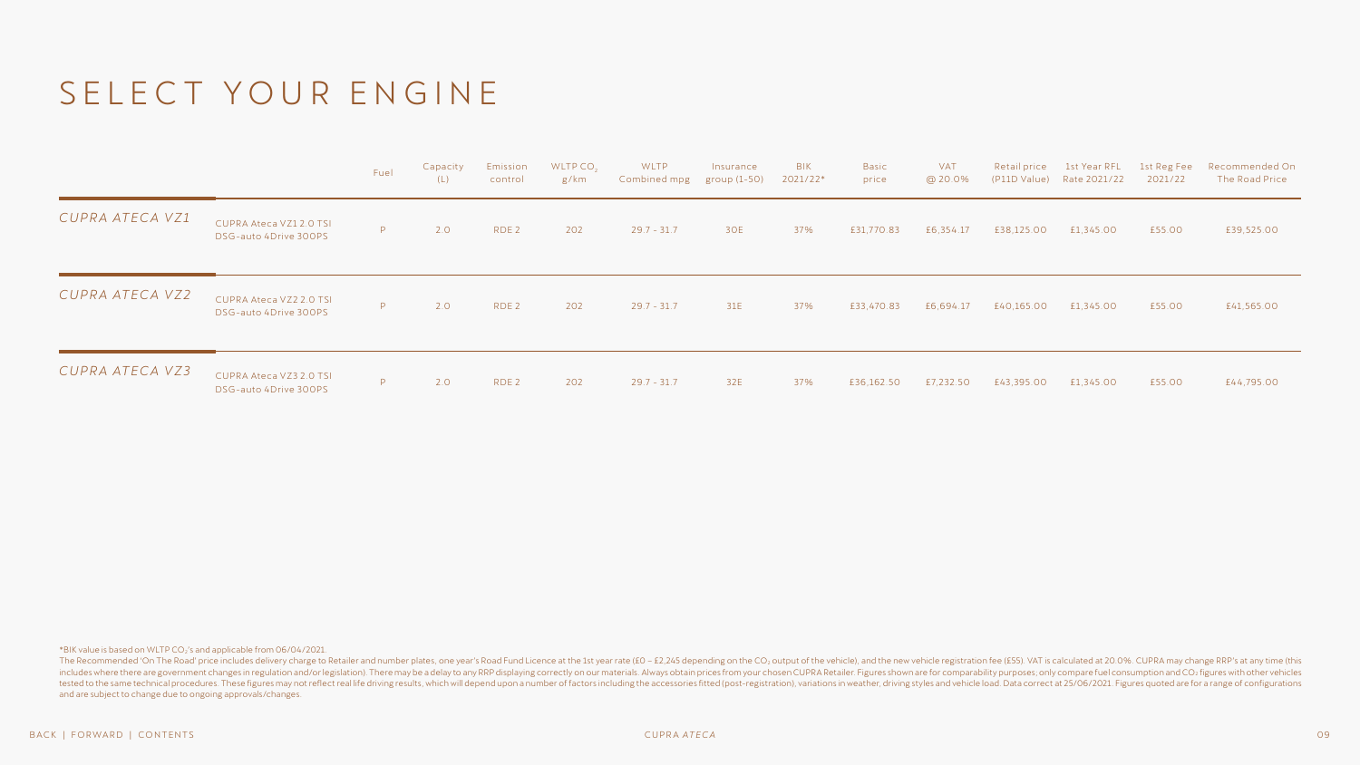# SELECT YOUR ENGINE

| | | Fuel | Capacity (L) | Emission control | WLTP $CO_2$ g/km | WLTP Combined mpg | Insurance group (1-50) | BIK 2021/22* | Basic price | VAT @ 20.0% | Retail price (P11D Value) | 1st Year RFL Rate 2021/22 | 1st Reg Fee 2021/22 | Recommended On The Road Price |
|---|---|---|---|---|---|---|---|---|---|---|---|---|---|---|
| *CUPRA ATECA VZ1* | CUPRA Ateca VZ1 2.0 TSI DSG-auto 4Drive 300PS | P | 2.0 | RDE 2 | 202 | 29.7 - 31.7 | 30E | 37% | £31,770.83 | £6,354.17 | £38,125.00 | £1,345.00 | £55.00 | £39,525.00 |
| *CUPRA ATECA VZ2* | CUPRA Ateca VZ2 2.0 TSI DSG-auto 4Drive 300PS | P | 2.0 | RDE 2 | 202 | 29.7 - 31.7 | 31E | 37% | £33,470.83 | £6,694.17 | £40,165.00 | £1,345.00 | £55.00 | £41,565.00 |
| *CUPRA ATECA VZ3* | CUPRA Ateca VZ3 2.0 TSI DSG-auto 4Drive 300PS | P | 2.0 | RDE 2 | 202 | 29.7 - 31.7 | 32E | 37% | £36,162.50 | £7,232.50 | £43,395.00 | £1,345.00 | £55.00 | £44,795.00 |

*BIK value is based on WLTP $CO_2$'s and applicable from 06/04/2021.

The Recommended 'On The Road' price includes delivery charge to Retailer and number plates, one year's Road Fund Licence at the 1st year rate (£0 – £2,245 depending on the $CO_2$ output of the vehicle), and the new vehicle registration fee (£55). VAT is calculated at 20.0%. CUPRA may change RRP's at any time (this includes where there are government changes in regulation and/or legislation). There may be a delay to any RRP displaying correctly on our materials. Always obtain prices from your chosen CUPRA Retailer. Figures shown are for comparability purposes; only compare fuel consumption and $CO_2$ figures with other vehicles tested to the same technical procedures. These figures may not reflect real life driving results, which will depend upon a number of factors including the accessories fitted (post-registration), variations in weather, driving styles and vehicle load. Data correct at 25/06/2021. Figures quoted are for a range of configurations and are subject to change due to ongoing approvals/changes.

BACK | FORWARD | CONTENTS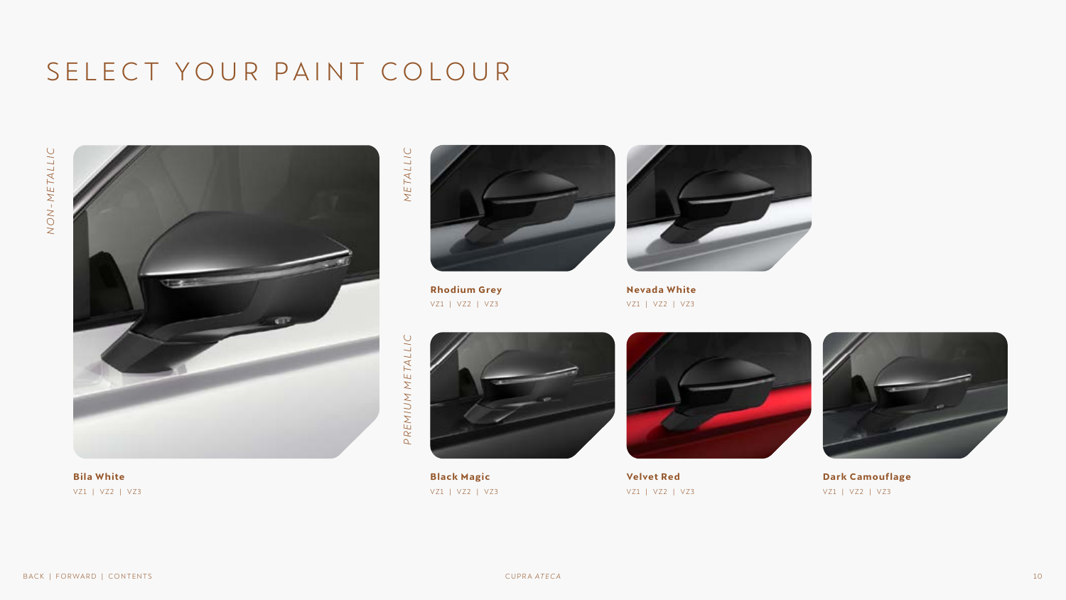# SELECT YOUR PAINT COLOUR

*NON-METALLIC*

**Bila White**
VZ1 | VZ2 | VZ3

*METALLIC*

**Rhodium Grey**
VZ1 | VZ2 | VZ3

**Nevada White**
VZ1 | VZ2 | VZ3

*PREMIUM METALLIC*

**Black Magic**
VZ1 | VZ2 | VZ3

**Velvet Red**
VZ1 | VZ2 | VZ3

**Dark Camouflage**
VZ1 | VZ2 | VZ3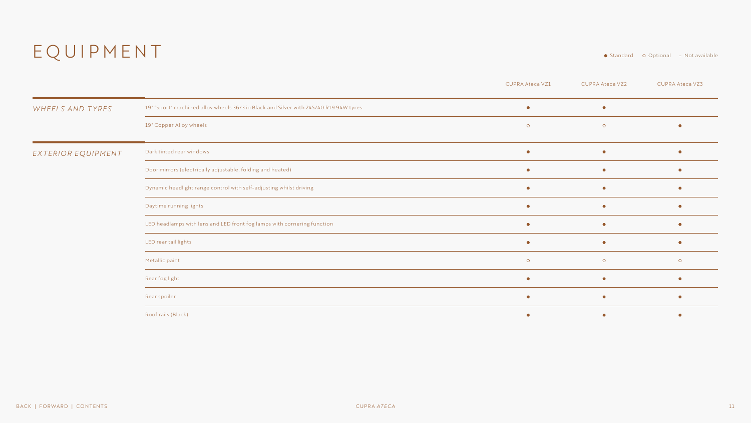# EQUIPMENT

● Standard   ○ Optional   – Not available

| | | CUPRA Ateca VZ1 | CUPRA Ateca VZ2 | CUPRA Ateca VZ3 |
|---|---|---|---|---|
| *WHEELS AND TYRES* | 19" 'Sport' machined alloy wheels 36/3 in Black and Silver with 245/40 R19 94W tyres | ● | ● | – |
| | 19" Copper Alloy wheels | ○ | ○ | ● |
| *EXTERIOR EQUIPMENT* | Dark tinted rear windows | ● | ● | ● |
| | Door mirrors (electrically adjustable, folding and heated) | ● | ● | ● |
| | Dynamic headlight range control with self-adjusting whilst driving | ● | ● | ● |
| | Daytime running lights | ● | ● | ● |
| | LED headlamps with lens and LED front fog lamps with cornering function | ● | ● | ● |
| | LED rear tail lights | ● | ● | ● |
| | Metallic paint | ○ | ○ | ○ |
| | Rear fog light | ● | ● | ● |
| | Rear spoiler | ● | ● | ● |
| | Roof rails (Black) | ● | ● | ● |

BACK | FORWARD | CONTENTS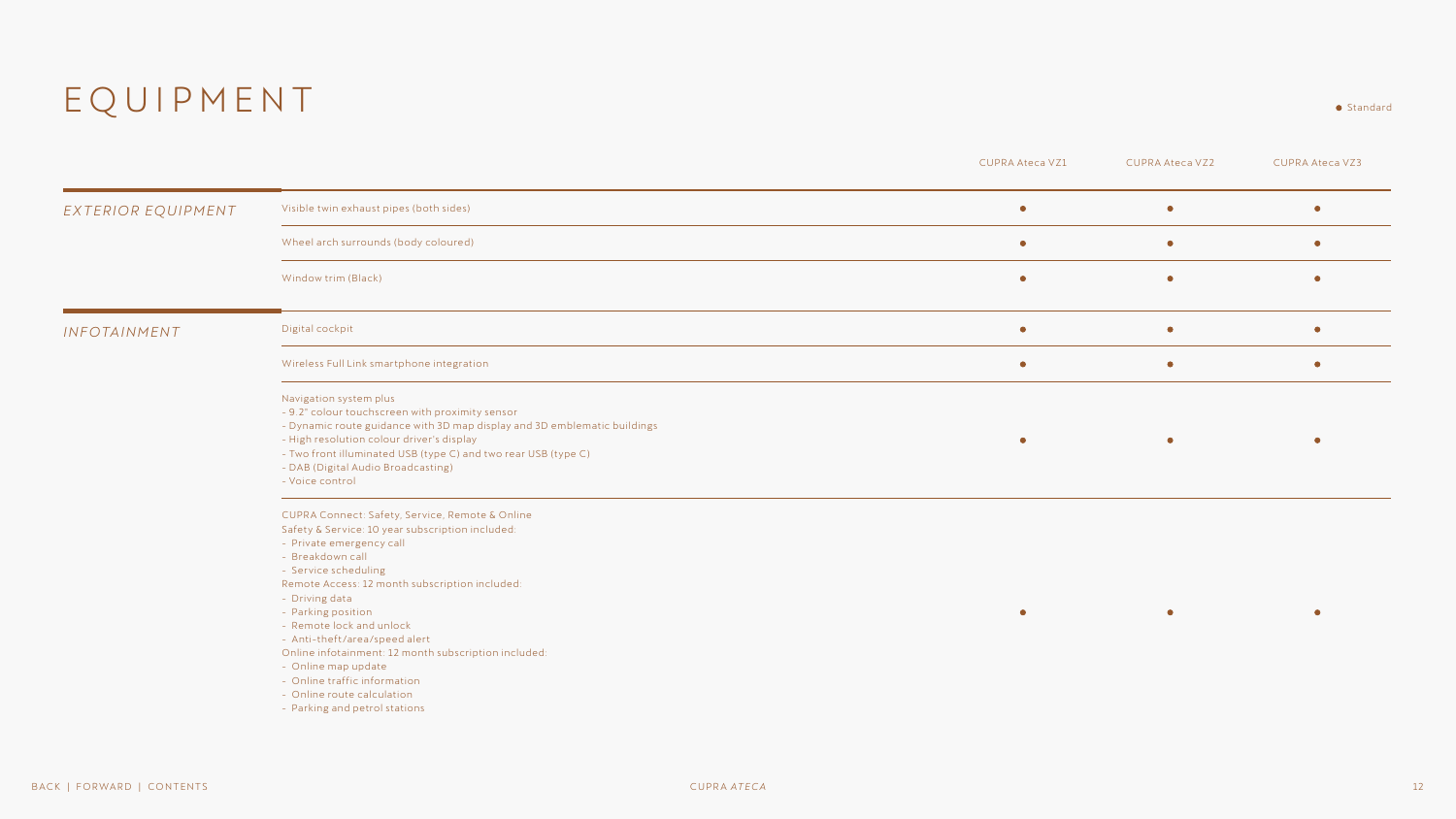# EQUIPMENT

● Standard

| | | CUPRA Ateca VZ1 | CUPRA Ateca VZ2 | CUPRA Ateca VZ3 |
|---|---|---|---|---|
| *EXTERIOR EQUIPMENT* | Visible twin exhaust pipes (both sides) | ● | ● | ● |
| | Wheel arch surrounds (body coloured) | ● | ● | ● |
| | Window trim (Black) | ● | ● | ● |
| *INFOTAINMENT* | Digital cockpit | ● | ● | ● |
| | Wireless Full Link smartphone integration | ● | ● | ● |
| | Navigation system plus<br>- 9.2" colour touchscreen with proximity sensor<br>- Dynamic route guidance with 3D map display and 3D emblematic buildings<br>- High resolution colour driver's display<br>- Two front illuminated USB (type C) and two rear USB (type C)<br>- DAB (Digital Audio Broadcasting)<br>- Voice control | ● | ● | ● |
| | CUPRA Connect: Safety, Service, Remote & Online<br>Safety & Service: 10 year subscription included:<br>- Private emergency call<br>- Breakdown call<br>- Service scheduling<br>Remote Access: 12 month subscription included:<br>- Driving data<br>- Parking position<br>- Remote lock and unlock<br>- Anti-theft/area/speed alert<br>Online infotainment: 12 month subscription included:<br>- Online map update<br>- Online traffic information<br>- Online route calculation<br>- Parking and petrol stations | ● | ● | ● |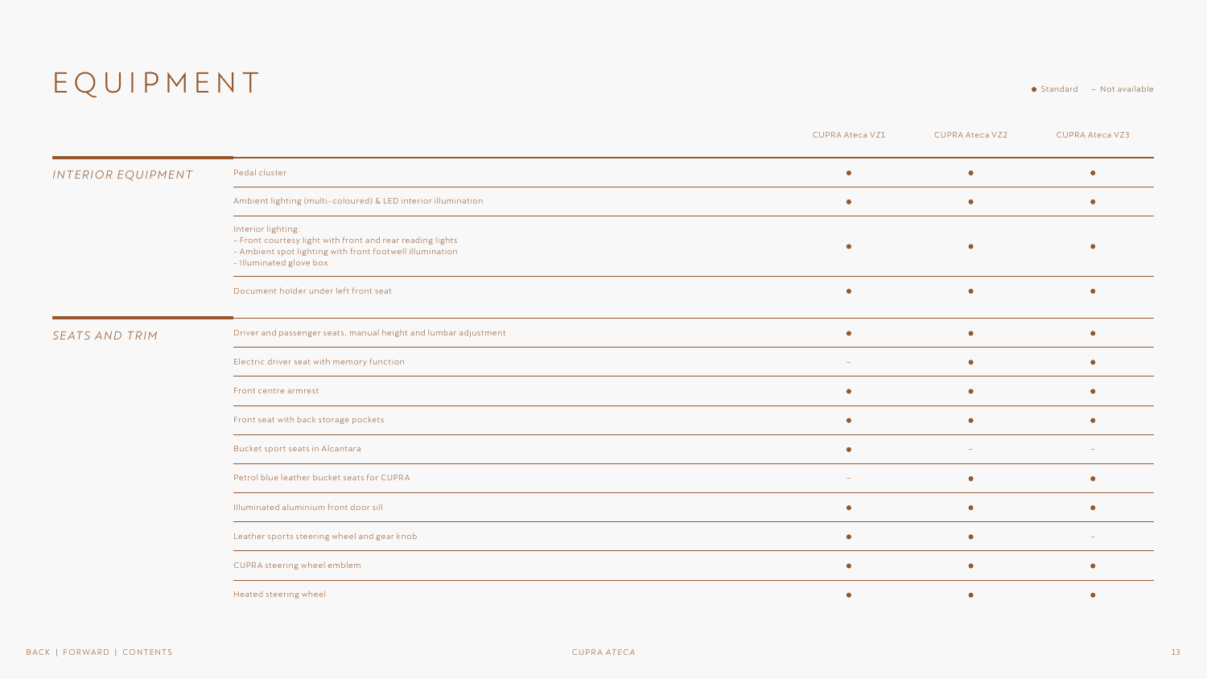# EQUIPMENT

● Standard – Not available

| | | CUPRA Ateca VZ1 | CUPRA Ateca VZ2 | CUPRA Ateca VZ3 |
|---|---|---|---|---|
| *INTERIOR EQUIPMENT* | Pedal cluster | ● | ● | ● |
| | Ambient lighting (multi-coloured) & LED interior illumination | ● | ● | ● |
| | Interior lighting:<br>- Front courtesy light with front and rear reading lights<br>- Ambient spot lighting with front footwell illumination<br>- Illuminated glove box | ● | ● | ● |
| | Document holder under left front seat | ● | ● | ● |
| *SEATS AND TRIM* | Driver and passenger seats, manual height and lumbar adjustment | ● | ● | ● |
| | Electric driver seat with memory function | – | ● | ● |
| | Front centre armrest | ● | ● | ● |
| | Front seat with back storage pockets | ● | ● | ● |
| | Bucket sport seats in Alcantara | ● | – | – |
| | Petrol blue leather bucket seats for CUPRA | – | ● | ● |
| | Illuminated aluminium front door sill | ● | ● | ● |
| | Leather sports steering wheel and gear knob | ● | ● | – |
| | CUPRA steering wheel emblem | ● | ● | ● |
| | Heated steering wheel | ● | ● | ● |

BACK | FORWARD | CONTENTS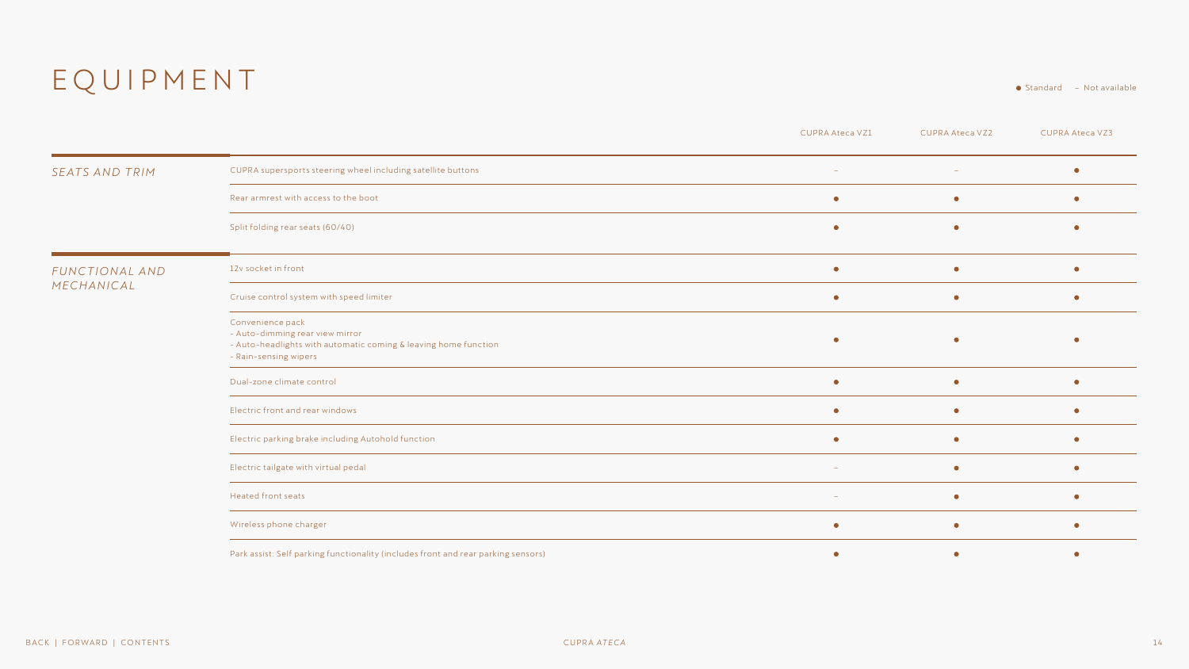# EQUIPMENT

● Standard – Not available

| | | CUPRA Ateca VZ1 | CUPRA Ateca VZ2 | CUPRA Ateca VZ3 |
|---|---|---|---|---|
| *SEATS AND TRIM* | CUPRA supersports steering wheel including satellite buttons | – | – | ● |
| | Rear armrest with access to the boot | ● | ● | ● |
| | Split folding rear seats (60/40) | ● | ● | ● |
| *FUNCTIONAL AND MECHANICAL* | 12v socket in front | ● | ● | ● |
| | Cruise control system with speed limiter | ● | ● | ● |
| | Convenience pack<br>- Auto-dimming rear view mirror<br>- Auto-headlights with automatic coming & leaving home function<br>- Rain-sensing wipers | ● | ● | ● |
| | Dual-zone climate control | ● | ● | ● |
| | Electric front and rear windows | ● | ● | ● |
| | Electric parking brake including Autohold function | ● | ● | ● |
| | Electric tailgate with virtual pedal | – | ● | ● |
| | Heated front seats | – | ● | ● |
| | Wireless phone charger | ● | ● | ● |
| | Park assist: Self parking functionality (includes front and rear parking sensors) | ● | ● | ● |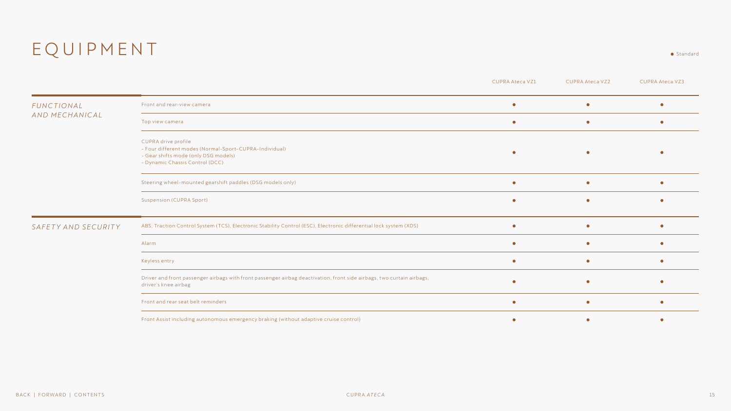# EQUIPMENT

● Standard

| | | CUPRA Ateca VZ1 | CUPRA Ateca VZ2 | CUPRA Ateca VZ3 |
|---|---|---|---|---|
| *FUNCTIONAL AND MECHANICAL* | Front and rear-view camera | ● | ● | ● |
| | Top view camera | ● | ● | ● |
| | CUPRA drive profile<br>- Four different modes (Normal-Sport-CUPRA-Individual)<br>- Gear shifts mode (only DSG models)<br>- Dynamic Chassis Control (DCC) | ● | ● | ● |
| | Steering wheel-mounted gearshift paddles (DSG models only) | ● | ● | ● |
| | Suspension (CUPRA Sport) | ● | ● | ● |
| *SAFETY AND SECURITY* | ABS, Traction Control System (TCS), Electronic Stability Control (ESC), Electronic differential lock system (XDS) | ● | ● | ● |
| | Alarm | ● | ● | ● |
| | Keyless entry | ● | ● | ● |
| | Driver and front passenger airbags with front passenger airbag deactivation, front side airbags, two curtain airbags, driver's knee airbag | ● | ● | ● |
| | Front and rear seat belt reminders | ● | ● | ● |
| | Front Assist including autonomous emergency braking (without adaptive cruise control) | ● | ● | ● |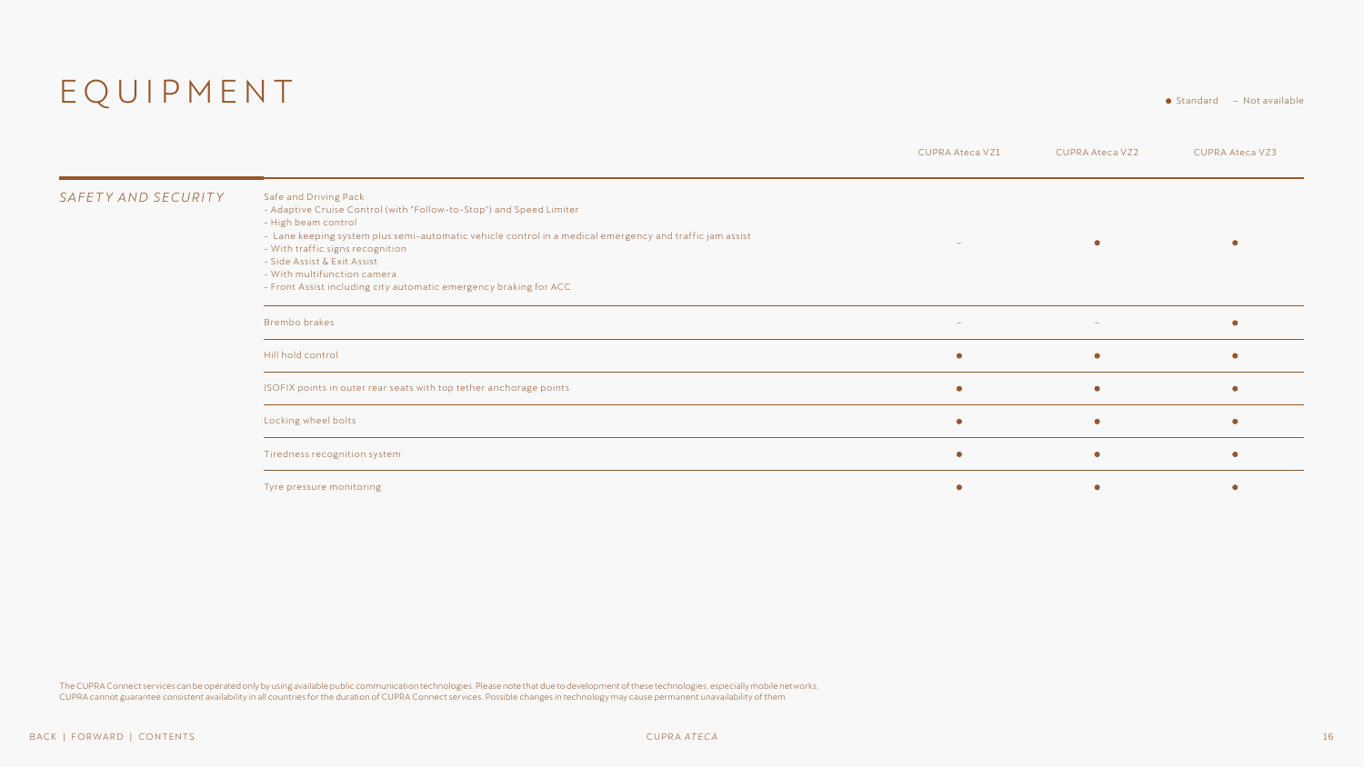# EQUIPMENT

● Standard – Not available

| | | CUPRA Ateca VZ1 | CUPRA Ateca VZ2 | CUPRA Ateca VZ3 |
|---|---|---|---|---|
| *SAFETY AND SECURITY* | Safe and Driving Pack<br>- Adaptive Cruise Control (with "Follow-to-Stop") and Speed Limiter<br>- High beam control<br>- Lane keeping system plus semi-automatic vehicle control in a medical emergency and traffic jam assist<br>- With traffic signs recognition<br>- Side Assist & Exit Assist<br>- With multifunction camera<br>- Front Assist including city automatic emergency braking for ACC | – | ● | ● |
| | Brembo brakes | – | – | ● |
| | Hill hold control | ● | ● | ● |
| | ISOFIX points in outer rear seats with top tether anchorage points | ● | ● | ● |
| | Locking wheel bolts | ● | ● | ● |
| | Tiredness recognition system | ● | ● | ● |
| | Tyre pressure monitoring | ● | ● | ● |

The CUPRA Connect services can be operated only by using available public communication technologies. Please note that due to development of these technologies, especially mobile networks, CUPRA cannot guarantee consistent availability in all countries for the duration of CUPRA Connect services. Possible changes in technology may cause permanent unavailability of them.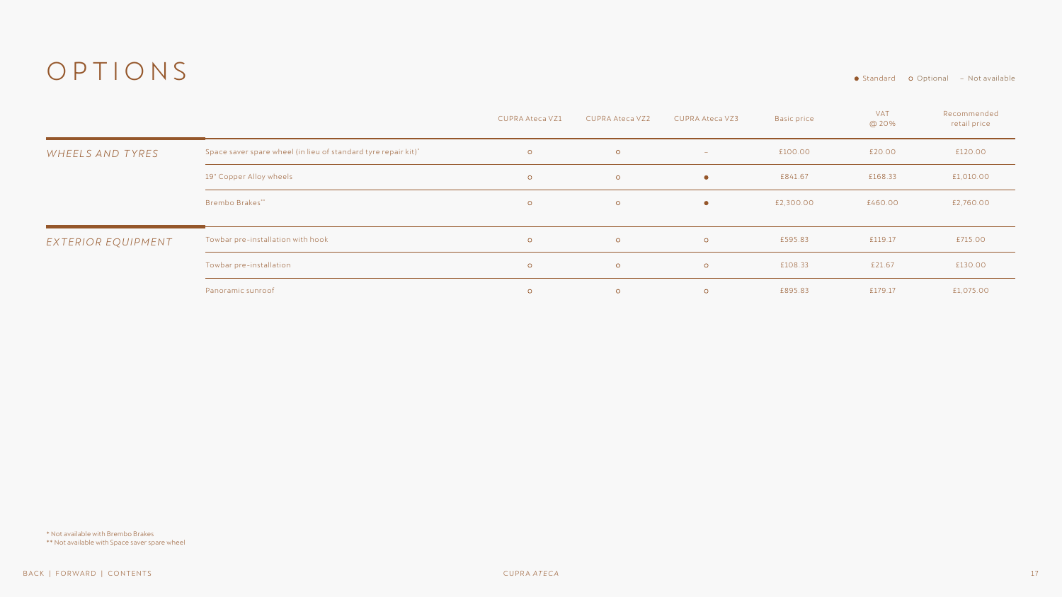# OPTIONS

● Standard ○ Optional – Not available

| | | CUPRA Ateca VZ1 | CUPRA Ateca VZ2 | CUPRA Ateca VZ3 | Basic price | VAT @ 20% | Recommended retail price |
|---|---|---|---|---|---|---|---|
| *WHEELS AND TYRES* | Space saver spare wheel (in lieu of standard tyre repair kit)* | ○ | ○ | – | £100.00 | £20.00 | £120.00 |
| | 19" Copper Alloy wheels | ○ | ○ | ● | £841.67 | £168.33 | £1,010.00 |
| | Brembo Brakes** | ○ | ○ | ● | £2,300.00 | £460.00 | £2,760.00 |
| *EXTERIOR EQUIPMENT* | Towbar pre-installation with hook | ○ | ○ | ○ | £595.83 | £119.17 | £715.00 |
| | Towbar pre-installation | ○ | ○ | ○ | £108.33 | £21.67 | £130.00 |
| | Panoramic sunroof | ○ | ○ | ○ | £895.83 | £179.17 | £1,075.00 |

* Not available with Brembo Brakes
** Not available with Space saver spare wheel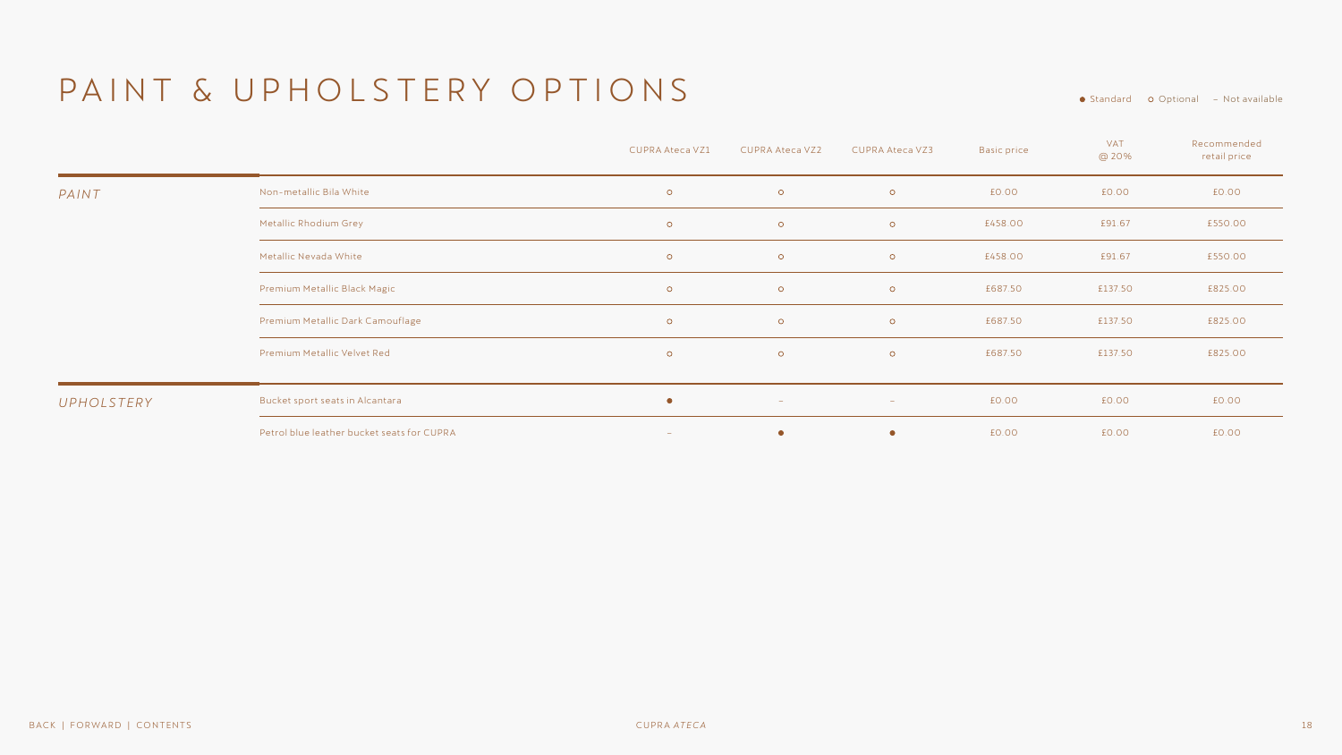# PAINT & UPHOLSTERY OPTIONS

● Standard ○ Optional – Not available

| | | CUPRA Ateca VZ1 | CUPRA Ateca VZ2 | CUPRA Ateca VZ3 | Basic price | VAT @ 20% | Recommended retail price |
|---|---|---|---|---|---|---|---|
| *PAINT* | Non-metallic Bila White | ○ | ○ | ○ | £0.00 | £0.00 | £0.00 |
| | Metallic Rhodium Grey | ○ | ○ | ○ | £458.00 | £91.67 | £550.00 |
| | Metallic Nevada White | ○ | ○ | ○ | £458.00 | £91.67 | £550.00 |
| | Premium Metallic Black Magic | ○ | ○ | ○ | £687.50 | £137.50 | £825.00 |
| | Premium Metallic Dark Camouflage | ○ | ○ | ○ | £687.50 | £137.50 | £825.00 |
| | Premium Metallic Velvet Red | ○ | ○ | ○ | £687.50 | £137.50 | £825.00 |
| *UPHOLSTERY* | Bucket sport seats in Alcantara | ● | – | – | £0.00 | £0.00 | £0.00 |
| | Petrol blue leather bucket seats for CUPRA | – | ● | ● | £0.00 | £0.00 | £0.00 |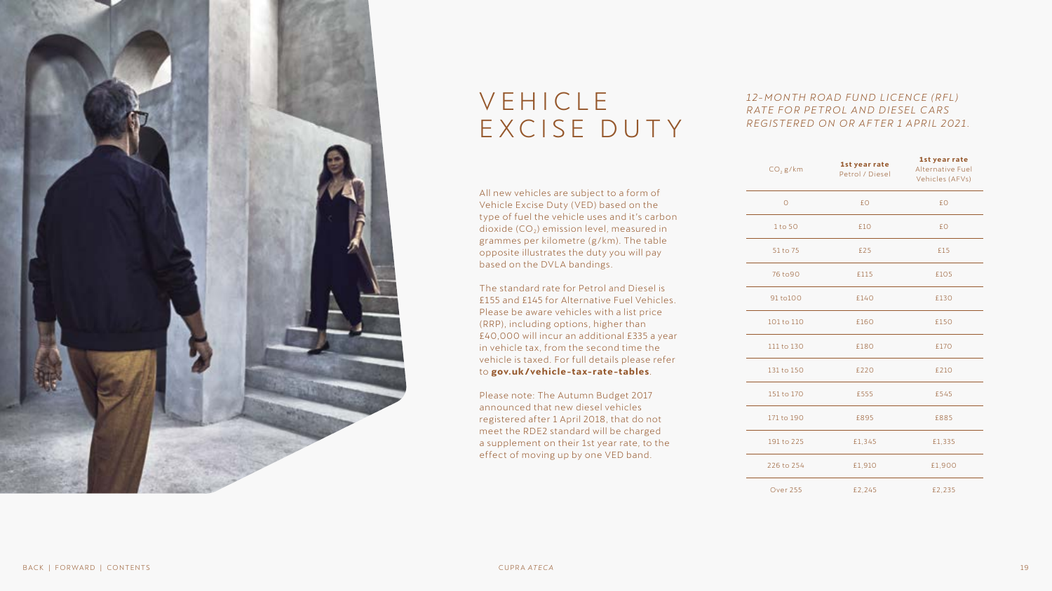# VEHICLE EXCISE DUTY

All new vehicles are subject to a form of Vehicle Excise Duty (VED) based on the type of fuel the vehicle uses and it's carbon dioxide ($CO_2$) emission level, measured in grammes per kilometre (g/km). The table opposite illustrates the duty you will pay based on the DVLA bandings.

The standard rate for Petrol and Diesel is £155 and £145 for Alternative Fuel Vehicles. Please be aware vehicles with a list price (RRP), including options, higher than £40,000 will incur an additional £335 a year in vehicle tax, from the second time the vehicle is taxed. For full details please refer to **gov.uk/vehicle-tax-rate-tables**.

Please note: The Autumn Budget 2017 announced that new diesel vehicles registered after 1 April 2018, that do not meet the RDE2 standard will be charged a supplement on their 1st year rate, to the effect of moving up by one VED band.

*12-MONTH ROAD FUND LICENCE (RFL) RATE FOR PETROL AND DIESEL CARS REGISTERED ON OR AFTER 1 APRIL 2021.*

| $CO_2$ g/km | **1st year rate** Petrol / Diesel | **1st year rate** Alternative Fuel Vehicles (AFVs) |
|---|---|---|
| 0 | £0 | £0 |
| 1 to 50 | £10 | £0 |
| 51 to 75 | £25 | £15 |
| 76 to90 | £115 | £105 |
| 91 to100 | £140 | £130 |
| 101 to 110 | £160 | £150 |
| 111 to 130 | £180 | £170 |
| 131 to 150 | £220 | £210 |
| 151 to 170 | £555 | £545 |
| 171 to 190 | £895 | £885 |
| 191 to 225 | £1,345 | £1,335 |
| 226 to 254 | £1,910 | £1,900 |
| Over 255 | £2,245 | £2,235 |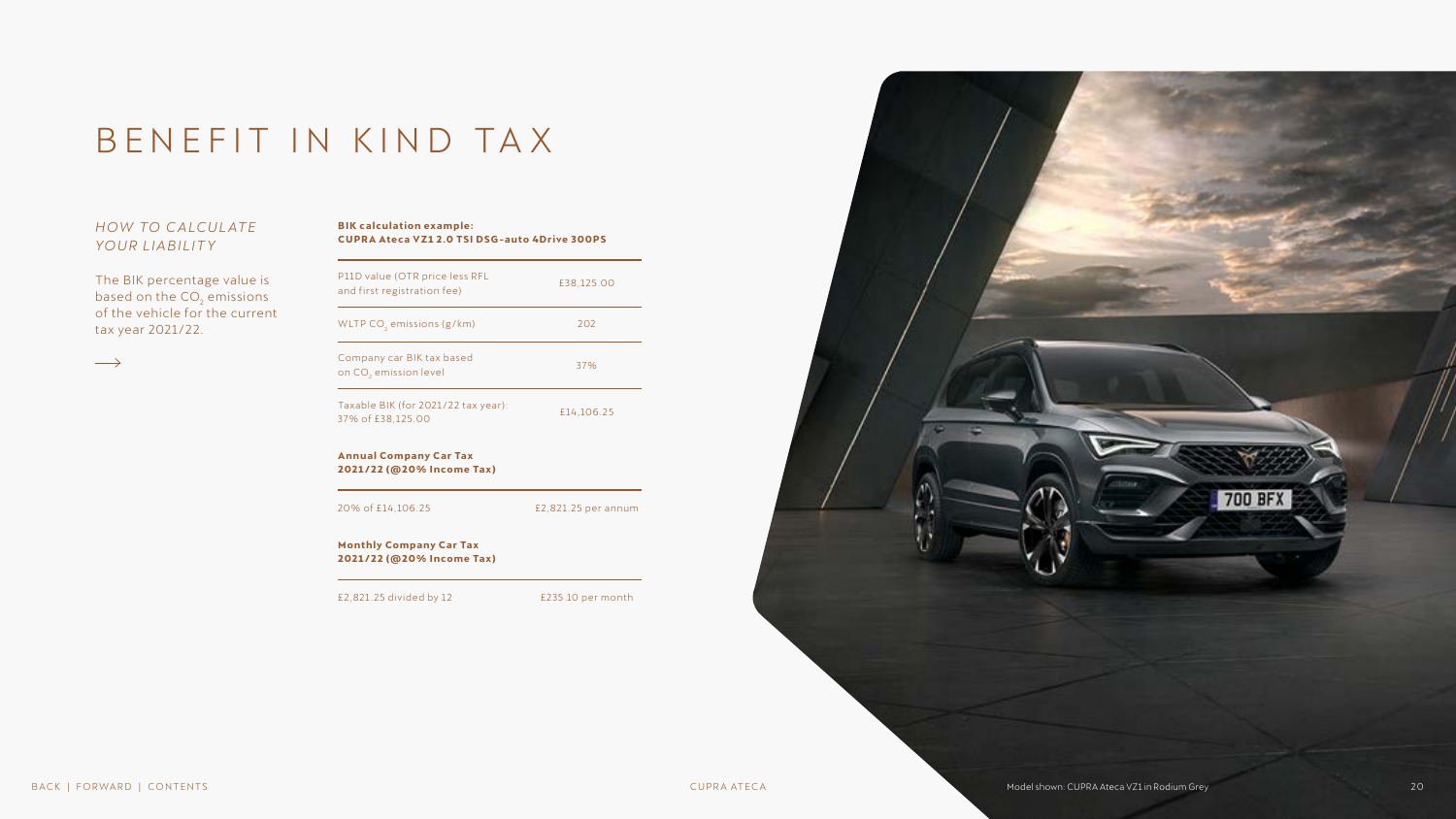# BENEFIT IN KIND TAX

*HOW TO CALCULATE YOUR LIABILITY*

The BIK percentage value is based on the $CO_2$ emissions of the vehicle for the current tax year 2021/22.

**BIK calculation example:**
**CUPRA Ateca VZ1 2.0 TSI DSG-auto 4Drive 300PS**

| | |
|---|---|
| P11D value (OTR price less RFL and first registration fee) | £38,125.00 |
| WLTP $CO_2$ emissions (g/km) | 202 |
| Company car BIK tax based on $CO_2$ emission level | 37% |
| Taxable BIK (for 2021/22 tax year): 37% of £38,125.00 | £14,106.25 |

**Annual Company Car Tax 2021/22 (@20% Income Tax)**

| | |
|---|---|
| 20% of £14,106.25 | £2,821.25 per annum |

**Monthly Company Car Tax 2021/22 (@20% Income Tax)**

| | |
|---|---|
| £2,821.25 divided by 12 | £235.10 per month |

Model shown: CUPRA Ateca VZ1 in Rodium Grey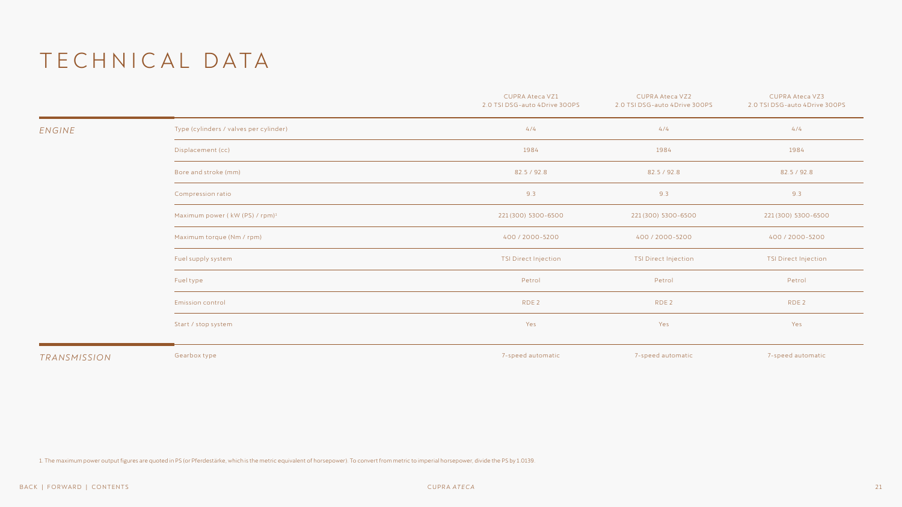# TECHNICAL DATA

| | | CUPRA Ateca VZ1 2.0 TSI DSG-auto 4Drive 300PS | CUPRA Ateca VZ2 2.0 TSI DSG-auto 4Drive 300PS | CUPRA Ateca VZ3 2.0 TSI DSG-auto 4Drive 300PS |
|---|---|---|---|---|
| *ENGINE* | Type (cylinders / valves per cylinder) | 4/4 | 4/4 | 4/4 |
| | Displacement (cc) | 1984 | 1984 | 1984 |
| | Bore and stroke (mm) | 82.5 / 92.8 | 82.5 / 92.8 | 82.5 / 92.8 |
| | Compression ratio | 9.3 | 9.3 | 9.3 |
| | Maximum power ( kW (PS) / rpm)[1] | 221 (300) 5300-6500 | 221 (300) 5300-6500 | 221 (300) 5300-6500 |
| | Maximum torque (Nm / rpm) | 400 / 2000-5200 | 400 / 2000-5200 | 400 / 2000-5200 |
| | Fuel supply system | TSI Direct Injection | TSI Direct Injection | TSI Direct Injection |
| | Fuel type | Petrol | Petrol | Petrol |
| | Emission control | RDE 2 | RDE 2 | RDE 2 |
| | Start / stop system | Yes | Yes | Yes |
| *TRANSMISSION* | Gearbox type | 7-speed automatic | 7-speed automatic | 7-speed automatic |

1. The maximum power output figures are quoted in PS (or Pferdestärke, which is the metric equivalent of horsepower). To convert from metric to imperial horsepower, divide the PS by 1.0139.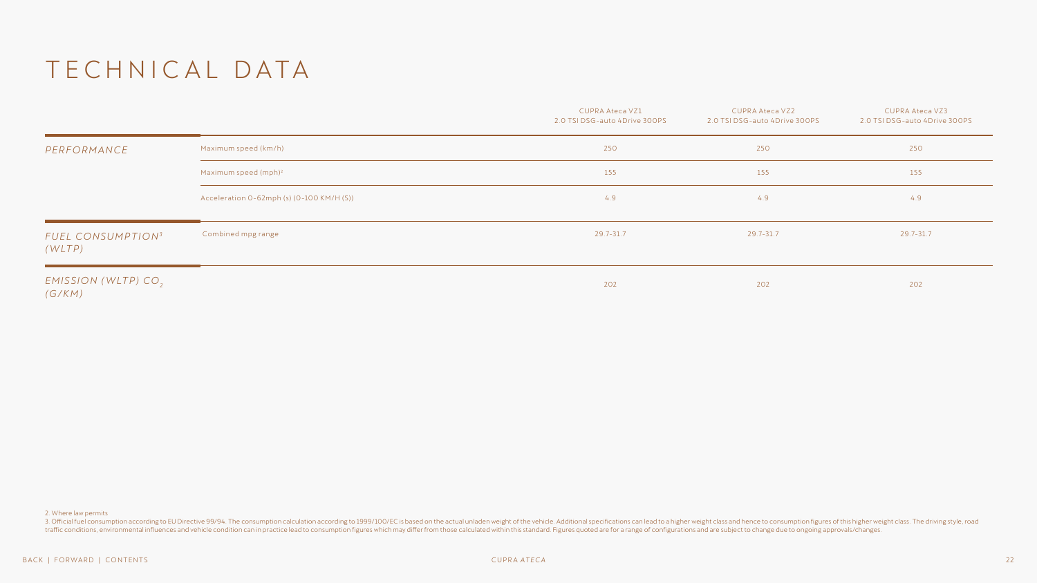# TECHNICAL DATA

| | | CUPRA Ateca VZ1 2.0 TSI DSG-auto 4Drive 300PS | CUPRA Ateca VZ2 2.0 TSI DSG-auto 4Drive 300PS | CUPRA Ateca VZ3 2.0 TSI DSG-auto 4Drive 300PS |
|---|---|---|---|---|
| *PERFORMANCE* | Maximum speed (km/h) | 250 | 250 | 250 |
| | Maximum speed (mph)[2] | 155 | 155 | 155 |
| | Acceleration 0-62mph (s) (0-100 KM/H (S)) | 4.9 | 4.9 | 4.9 |
| *FUEL CONSUMPTION[3] (WLTP)* | Combined mpg range | 29.7-31.7 | 29.7-31.7 | 29.7-31.7 |
| *EMISSION (WLTP) $CO_2$ (G/KM)* | | 202 | 202 | 202 |

2. Where law permits

3. Official fuel consumption according to EU Directive 99/94. The consumption calculation according to 1999/100/EC is based on the actual unladen weight of the vehicle. Additional specifications can lead to a higher weight class and hence to consumption figures of this higher weight class. The driving style, road traffic conditions, environmental influences and vehicle condition can in practice lead to consumption figures which may differ from those calculated within this standard. Figures quoted are for a range of configurations and are subject to change due to ongoing approvals/changes.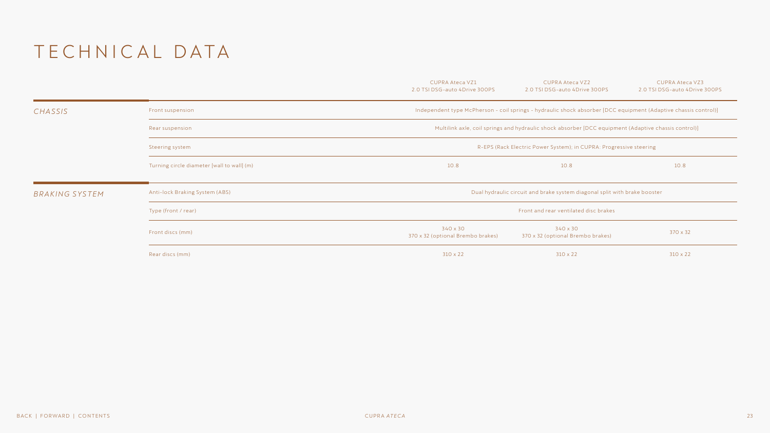# TECHNICAL DATA

| | | CUPRA Ateca VZ1 2.0 TSI DSG-auto 4Drive 300PS | CUPRA Ateca VZ2 2.0 TSI DSG-auto 4Drive 300PS | CUPRA Ateca VZ3 2.0 TSI DSG-auto 4Drive 300PS |
|---|---|---|---|---|
| *CHASSIS* | Front suspension | Independent type McPherson - coil springs - hydraulic shock absorber [DCC equipment (Adaptive chassis control)] | | |
| | Rear suspension | Multilink axle, coil springs and hydraulic shock absorber [DCC equipment (Adaptive chassis control)] | | |
| | Steering system | R-EPS (Rack Electric Power System); in CUPRA: Progressive steering | | |
| | Turning circle diameter [wall to wall] (m) | 10.8 | 10.8 | 10.8 |
| *BRAKING SYSTEM* | Anti-lock Braking System (ABS) | Dual hydraulic circuit and brake system diagonal split with brake booster | | |
| | Type (front / rear) | Front and rear ventilated disc brakes | | |
| | Front discs (mm) | 340 x 30<br>370 x 32 (optional Brembo brakes) | 340 x 30<br>370 x 32 (optional Brembo brakes) | 370 x 32 |
| | Rear discs (mm) | 310 x 22 | 310 x 22 | 310 x 22 |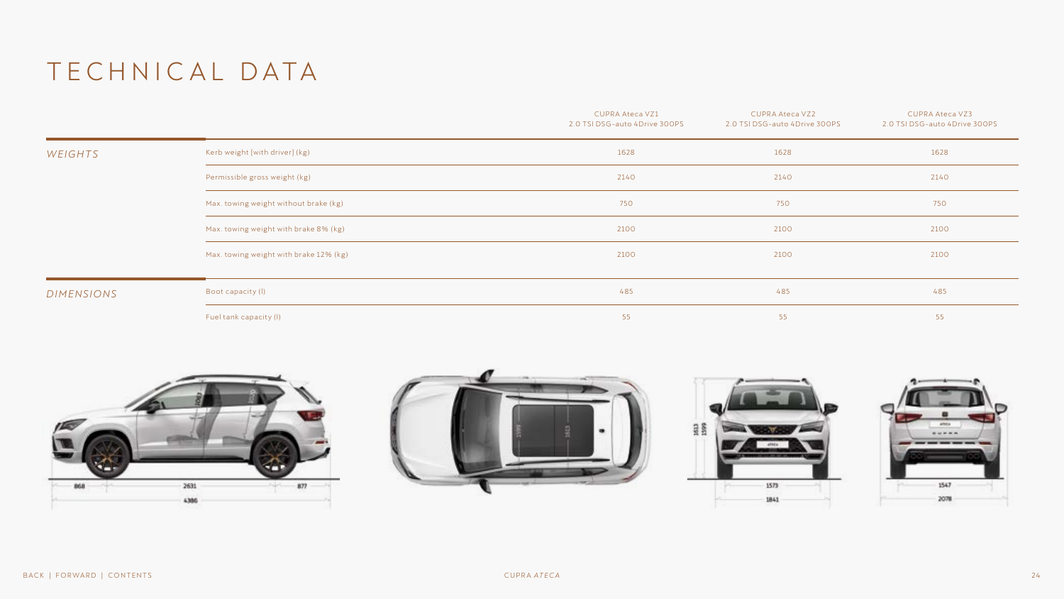# TECHNICAL DATA

| | | CUPRA Ateca VZ1 2.0 TSI DSG-auto 4Drive 300PS | CUPRA Ateca VZ2 2.0 TSI DSG-auto 4Drive 300PS | CUPRA Ateca VZ3 2.0 TSI DSG-auto 4Drive 300PS |
|---|---|---|---|---|
| *WEIGHTS* | Kerb weight (with driver) (kg) | 1628 | 1628 | 1628 |
| | Permissible gross weight (kg) | 2140 | 2140 | 2140 |
| | Max. towing weight without brake (kg) | 750 | 750 | 750 |
| | Max. towing weight with brake 8% (kg) | 2100 | 2100 | 2100 |
| | Max. towing weight with brake 12% (kg) | 2100 | 2100 | 2100 |
| *DIMENSIONS* | Boot capacity (l) | 485 | 485 | 485 |
| | Fuel tank capacity (l) | 55 | 55 | 55 |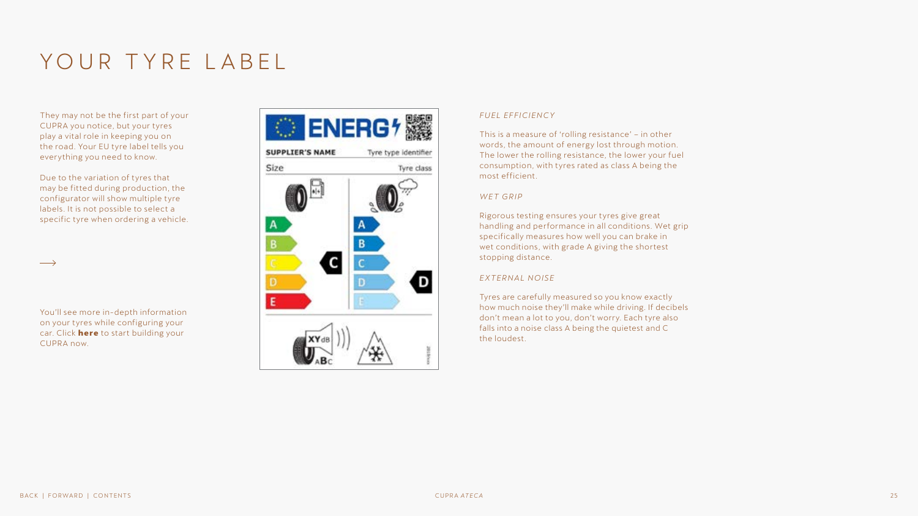# YOUR TYRE LABEL

They may not be the first part of your CUPRA you notice, but your tyres play a vital role in keeping you on the road. Your EU tyre label tells you everything you need to know.

Due to the variation of tyres that may be fitted during production, the configurator will show multiple tyre labels. It is not possible to select a specific tyre when ordering a vehicle.

⟶

You'll see more in-depth information on your tyres while configuring your car. Click **here** to start building your CUPRA now.

*FUEL EFFICIENCY*

This is a measure of 'rolling resistance' – in other words, the amount of energy lost through motion. The lower the rolling resistance, the lower your fuel consumption, with tyres rated as class A being the most efficient.

*WET GRIP*

Rigorous testing ensures your tyres give great handling and performance in all conditions. Wet grip specifically measures how well you can brake in wet conditions, with grade A giving the shortest stopping distance.

*EXTERNAL NOISE*

Tyres are carefully measured so you know exactly how much noise they'll make while driving. If decibels don't mean a lot to you, don't worry. Each tyre also falls into a noise class A being the quietest and C the loudest.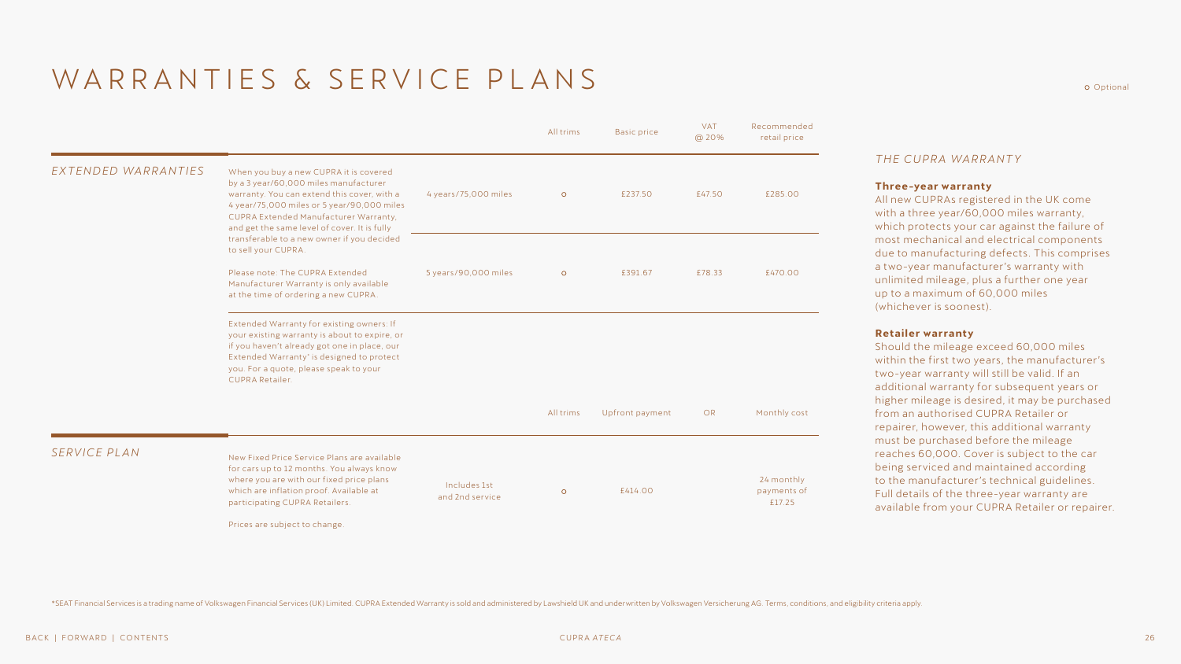# WARRANTIES & SERVICE PLANS

○ Optional

## EXTENDED WARRANTIES

| | | All trims | Basic price | VAT @ 20% | Recommended retail price |
|---|---|---|---|---|---|
| When you buy a new CUPRA it is covered by a 3 year/60,000 miles manufacturer warranty. You can extend this cover, with a 4 year/75,000 miles or 5 year/90,000 miles CUPRA Extended Manufacturer Warranty, and get the same level of cover. It is fully transferable to a new owner if you decided to sell your CUPRA. | 4 years/75,000 miles | ○ | £237.50 | £47.50 | £285.00 |
| Please note: The CUPRA Extended Manufacturer Warranty is only available at the time of ordering a new CUPRA. | 5 years/90,000 miles | ○ | £391.67 | £78.33 | £470.00 |
| Extended Warranty for existing owners: If your existing warranty is about to expire, or if you haven't already got one in place, our Extended Warranty* is designed to protect you. For a quote, please speak to your CUPRA Retailer. | | | | | |

## SERVICE PLAN

| | | All trims | Upfront payment | OR | Monthly cost |
|---|---|---|---|---|---|
| New Fixed Price Service Plans are available for cars up to 12 months. You always know where you are with our fixed price plans which are inflation proof. Available at participating CUPRA Retailers. | Includes 1st and 2nd service | ○ | £414.00 | | 24 monthly payments of £17.25 |

Prices are subject to change.

### *THE CUPRA WARRANTY*

**Three-year warranty**

All new CUPRAs registered in the UK come with a three year/60,000 miles warranty, which protects your car against the failure of most mechanical and electrical components due to manufacturing defects. This comprises a two-year manufacturer's warranty with unlimited mileage, plus a further one year up to a maximum of 60,000 miles (whichever is soonest).

**Retailer warranty**

Should the mileage exceed 60,000 miles within the first two years, the manufacturer's two-year warranty will still be valid. If an additional warranty for subsequent years or higher mileage is desired, it may be purchased from an authorised CUPRA Retailer or repairer, however, this additional warranty must be purchased before the mileage reaches 60,000. Cover is subject to the car being serviced and maintained according to the manufacturer's technical guidelines. Full details of the three-year warranty are available from your CUPRA Retailer or repairer.

*SEAT Financial Services is a trading name of Volkswagen Financial Services (UK) Limited. CUPRA Extended Warranty is sold and administered by Lawshield UK and underwritten by Volkswagen Versicherung AG. Terms, conditions, and eligibility criteria apply.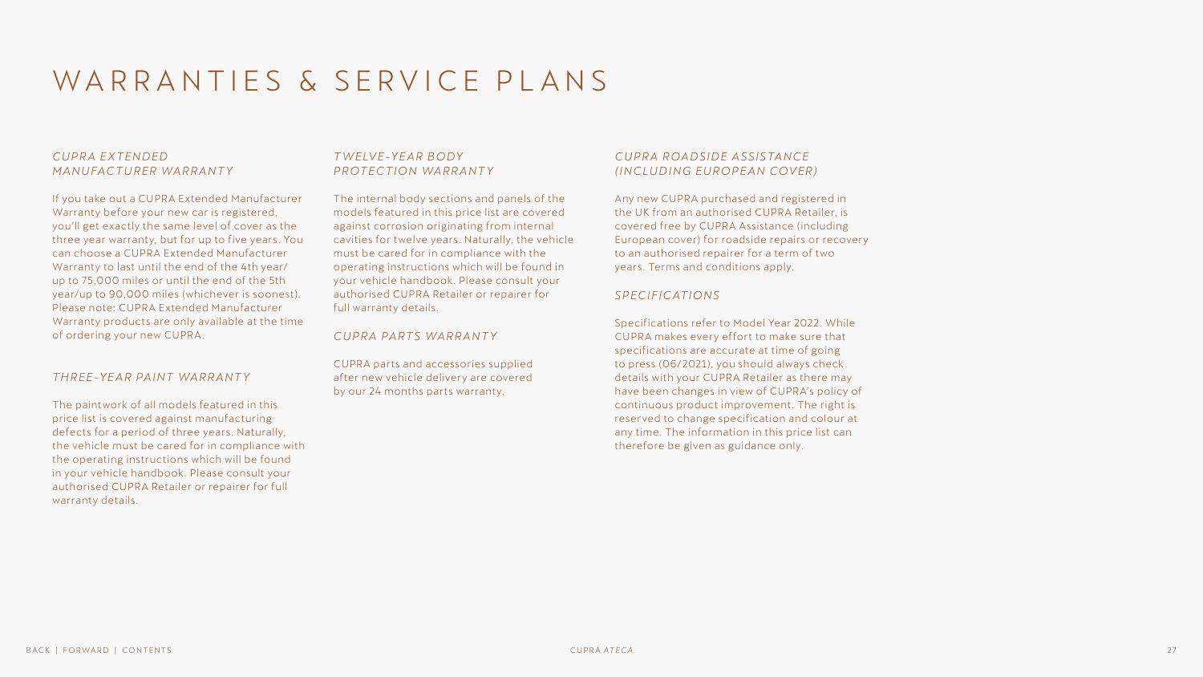# WARRANTIES & SERVICE PLANS

### *CUPRA EXTENDED MANUFACTURER WARRANTY*

If you take out a CUPRA Extended Manufacturer Warranty before your new car is registered, you'll get exactly the same level of cover as the three year warranty, but for up to five years. You can choose a CUPRA Extended Manufacturer Warranty to last until the end of the 4th year/ up to 75,000 miles or until the end of the 5th year/up to 90,000 miles (whichever is soonest). Please note: CUPRA Extended Manufacturer Warranty products are only available at the time of ordering your new CUPRA.

### *THREE-YEAR PAINT WARRANTY*

The paintwork of all models featured in this price list is covered against manufacturing defects for a period of three years. Naturally, the vehicle must be cared for in compliance with the operating instructions which will be found in your vehicle handbook. Please consult your authorised CUPRA Retailer or repairer for full warranty details.

### *TWELVE-YEAR BODY PROTECTION WARRANTY*

The internal body sections and panels of the models featured in this price list are covered against corrosion originating from internal cavities for twelve years. Naturally, the vehicle must be cared for in compliance with the operating instructions which will be found in your vehicle handbook. Please consult your authorised CUPRA Retailer or repairer for full warranty details.

### *CUPRA PARTS WARRANTY*

CUPRA parts and accessories supplied after new vehicle delivery are covered by our 24 months parts warranty.

### *CUPRA ROADSIDE ASSISTANCE (INCLUDING EUROPEAN COVER)*

Any new CUPRA purchased and registered in the UK from an authorised CUPRA Retailer, is covered free by CUPRA Assistance (including European cover) for roadside repairs or recovery to an authorised repairer for a term of two years. Terms and conditions apply.

### *SPECIFICATIONS*

Specifications refer to Model Year 2022. While CUPRA makes every effort to make sure that specifications are accurate at time of going to press (06/2021), you should always check details with your CUPRA Retailer as there may have been changes in view of CUPRA's policy of continuous product improvement. The right is reserved to change specification and colour at any time. The information in this price list can therefore be given as guidance only.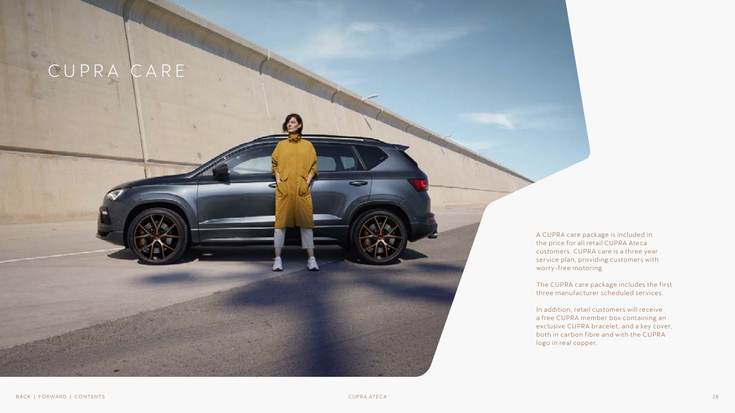# CUPRA CARE

A CUPRA care package is included in the price for all retail CUPRA Ateca customers. CUPRA care is a three year service plan, providing customers with worry-free motoring.

The CUPRA care package includes the first three manufacturer scheduled services.

In addition, retail customers will receive a free CUPRA member box containing an exclusive CUPRA bracelet, and a key cover, both in carbon fibre and with the CUPRA logo in real copper.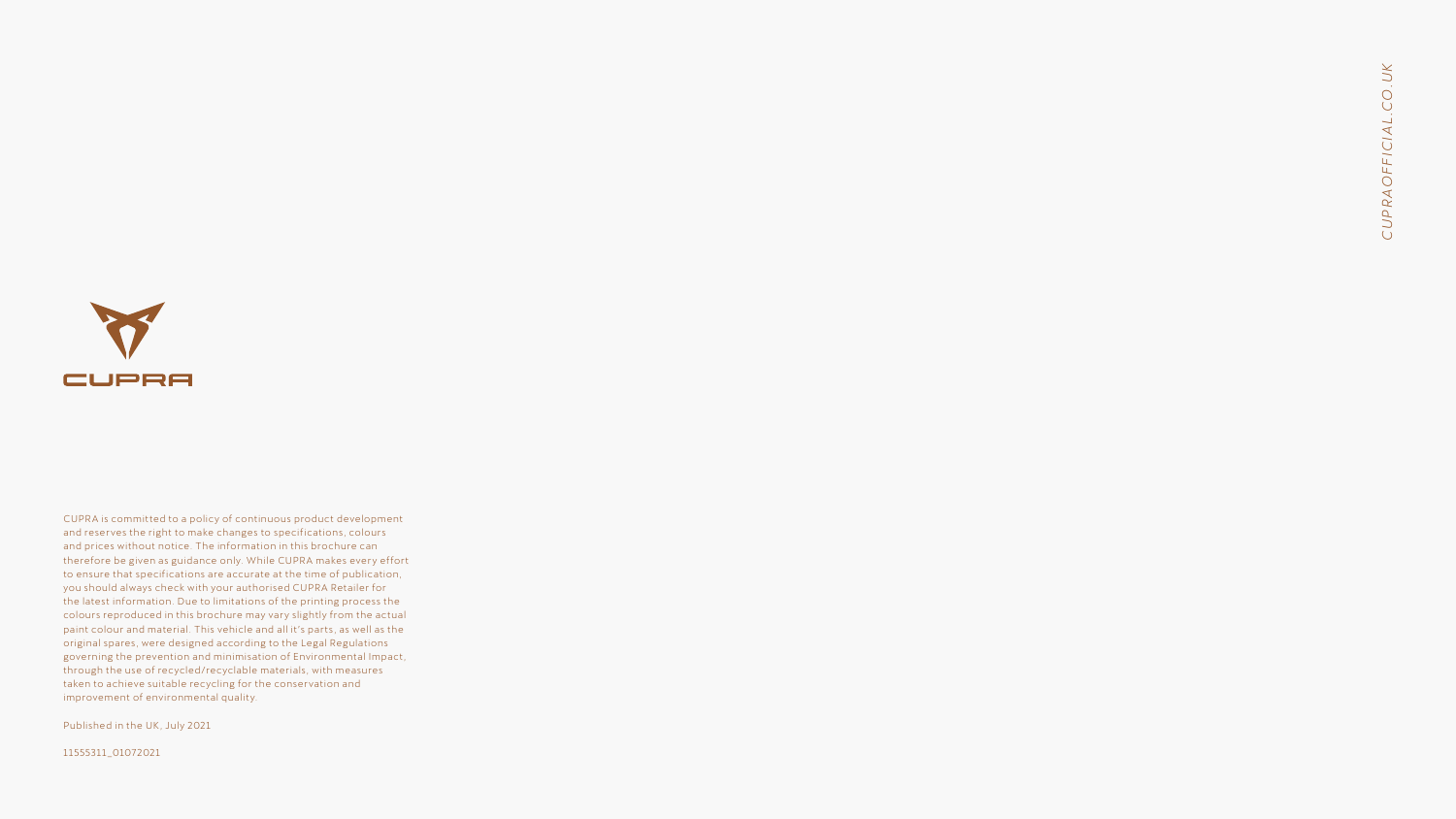CUPRA

CUPRAOFFICIAL.CO.UK

CUPRA is committed to a policy of continuous product development and reserves the right to make changes to specifications, colours and prices without notice. The information in this brochure can therefore be given as guidance only. While CUPRA makes every effort to ensure that specifications are accurate at the time of publication, you should always check with your authorised CUPRA Retailer for the latest information. Due to limitations of the printing process the colours reproduced in this brochure may vary slightly from the actual paint colour and material. This vehicle and all it's parts, as well as the original spares, were designed according to the Legal Regulations governing the prevention and minimisation of Environmental Impact, through the use of recycled/recyclable materials, with measures taken to achieve suitable recycling for the conservation and improvement of environmental quality.

Published in the UK, July 2021

11555311_01072021